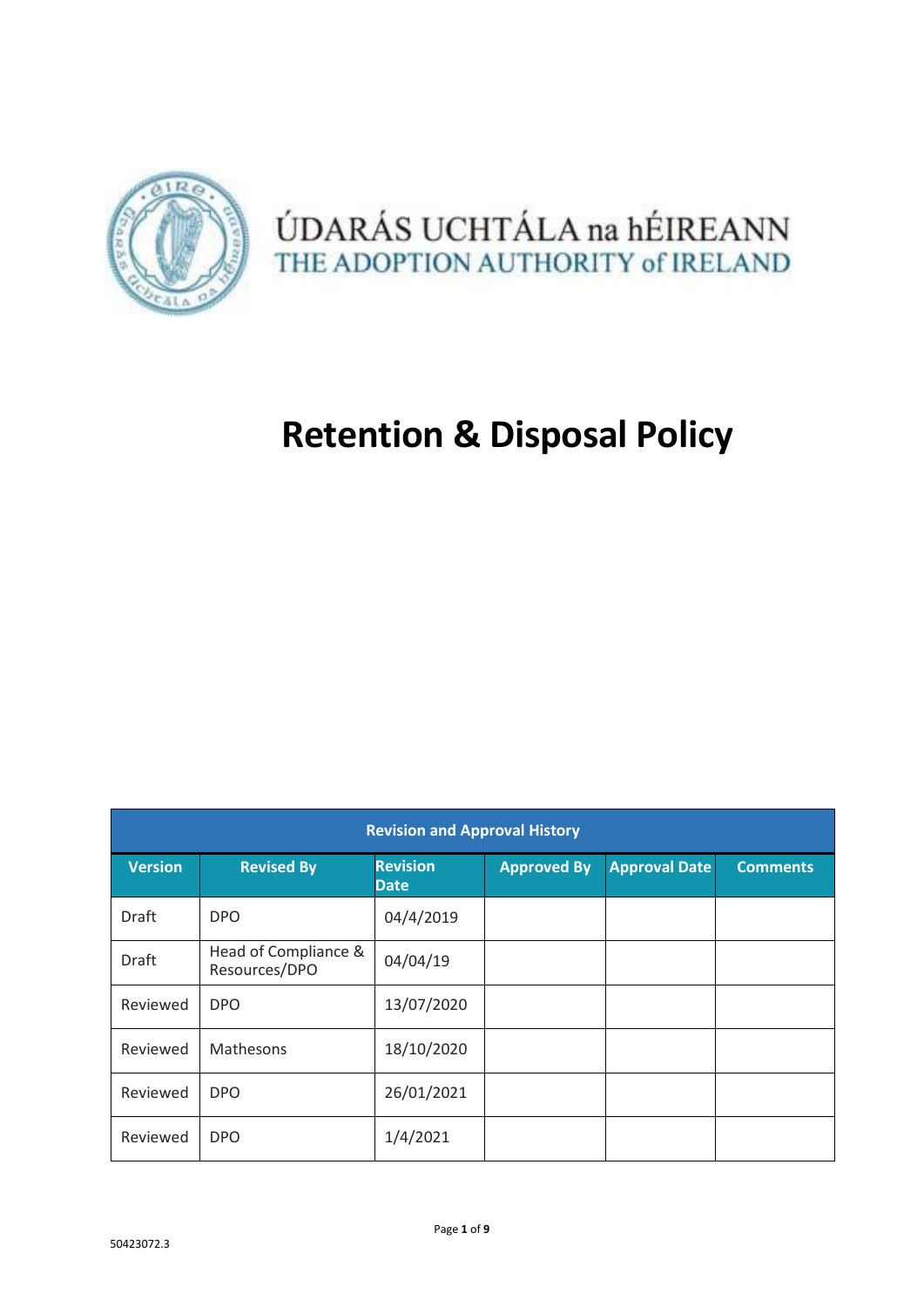ÚDARÁS UCHTÁLA na hÉIREANN
THE ADOPTION AUTHORITY of IRELAND

# Retention & Disposal Policy

| Revision and Approval History | | | | | |
|---|---|---|---|---|---|
| **Version** | **Revised By** | **Revision Date** | **Approved By** | **Approval Date** | **Comments** |
| Draft | DPO | 04/4/2019 | | | |
| Draft | Head of Compliance & Resources/DPO | 04/04/19 | | | |
| Reviewed | DPO | 13/07/2020 | | | |
| Reviewed | Mathesons | 18/10/2020 | | | |
| Reviewed | DPO | 26/01/2021 | | | |
| Reviewed | DPO | 1/4/2021 | | | |

50423072.3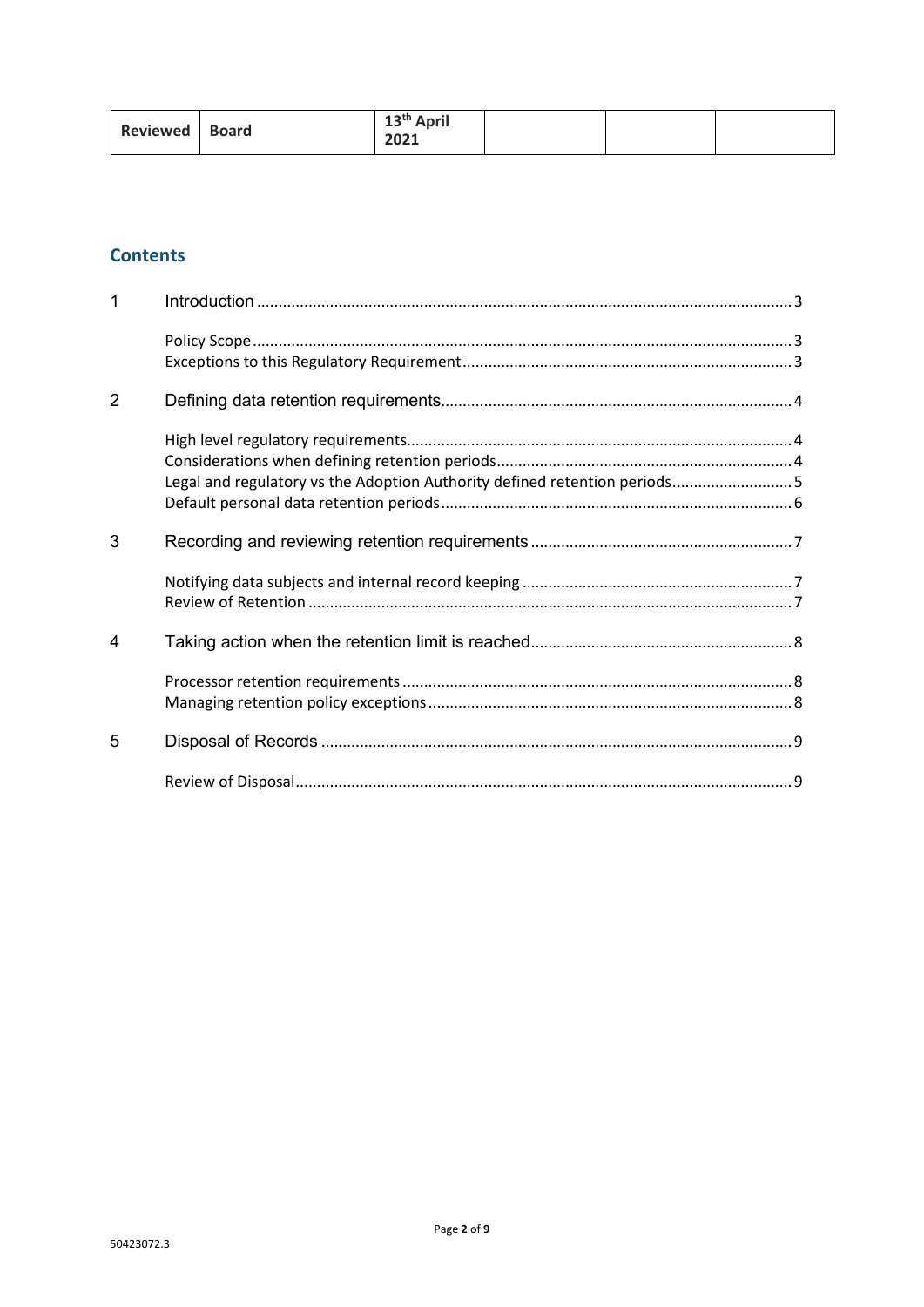| Reviewed | Board | 13th April 2021 | | | |
|---|---|---|---|---|---|

## Contents

1 Introduction ..... 3

- Policy Scope ..... 3
- Exceptions to this Regulatory Requirement ..... 3

2 Defining data retention requirements ..... 4

- High level regulatory requirements ..... 4
- Considerations when defining retention periods ..... 4
- Legal and regulatory vs the Adoption Authority defined retention periods ..... 5
- Default personal data retention periods ..... 6

3 Recording and reviewing retention requirements ..... 7

- Notifying data subjects and internal record keeping ..... 7
- Review of Retention ..... 7

4 Taking action when the retention limit is reached ..... 8

- Processor retention requirements ..... 8
- Managing retention policy exceptions ..... 8

5 Disposal of Records ..... 9

- Review of Disposal ..... 9

50423072.3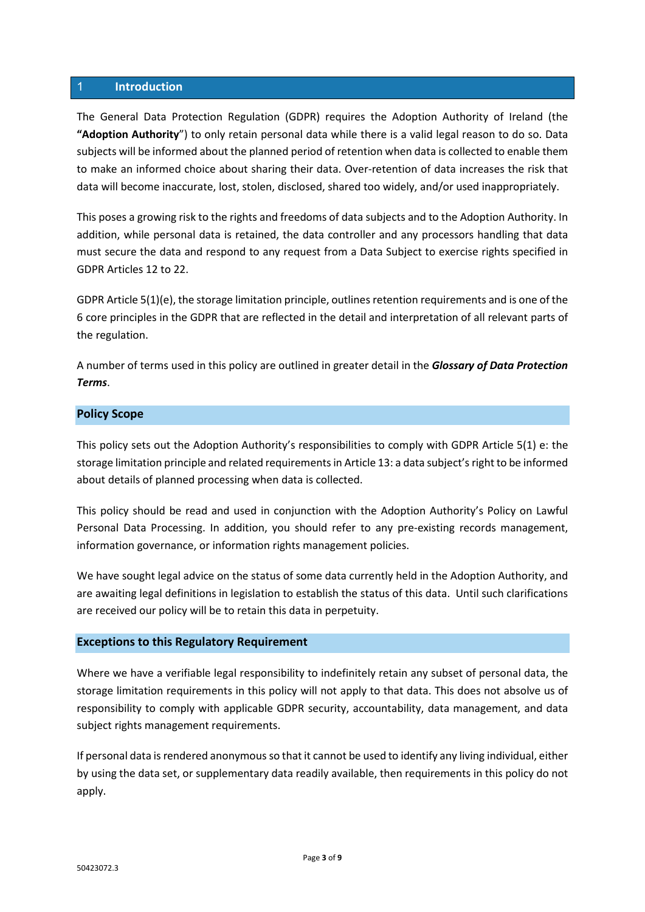## 1 Introduction

The General Data Protection Regulation (GDPR) requires the Adoption Authority of Ireland (the **"Adoption Authority**") to only retain personal data while there is a valid legal reason to do so. Data subjects will be informed about the planned period of retention when data is collected to enable them to make an informed choice about sharing their data. Over-retention of data increases the risk that data will become inaccurate, lost, stolen, disclosed, shared too widely, and/or used inappropriately.

This poses a growing risk to the rights and freedoms of data subjects and to the Adoption Authority. In addition, while personal data is retained, the data controller and any processors handling that data must secure the data and respond to any request from a Data Subject to exercise rights specified in GDPR Articles 12 to 22.

GDPR Article 5(1)(e), the storage limitation principle, outlines retention requirements and is one of the 6 core principles in the GDPR that are reflected in the detail and interpretation of all relevant parts of the regulation.

A number of terms used in this policy are outlined in greater detail in the ***Glossary of Data Protection Terms***.

### Policy Scope

This policy sets out the Adoption Authority's responsibilities to comply with GDPR Article 5(1) e: the storage limitation principle and related requirements in Article 13: a data subject's right to be informed about details of planned processing when data is collected.

This policy should be read and used in conjunction with the Adoption Authority's Policy on Lawful Personal Data Processing. In addition, you should refer to any pre-existing records management, information governance, or information rights management policies.

We have sought legal advice on the status of some data currently held in the Adoption Authority, and are awaiting legal definitions in legislation to establish the status of this data. Until such clarifications are received our policy will be to retain this data in perpetuity.

### Exceptions to this Regulatory Requirement

Where we have a verifiable legal responsibility to indefinitely retain any subset of personal data, the storage limitation requirements in this policy will not apply to that data. This does not absolve us of responsibility to comply with applicable GDPR security, accountability, data management, and data subject rights management requirements.

If personal data is rendered anonymous so that it cannot be used to identify any living individual, either by using the data set, or supplementary data readily available, then requirements in this policy do not apply.

50423072.3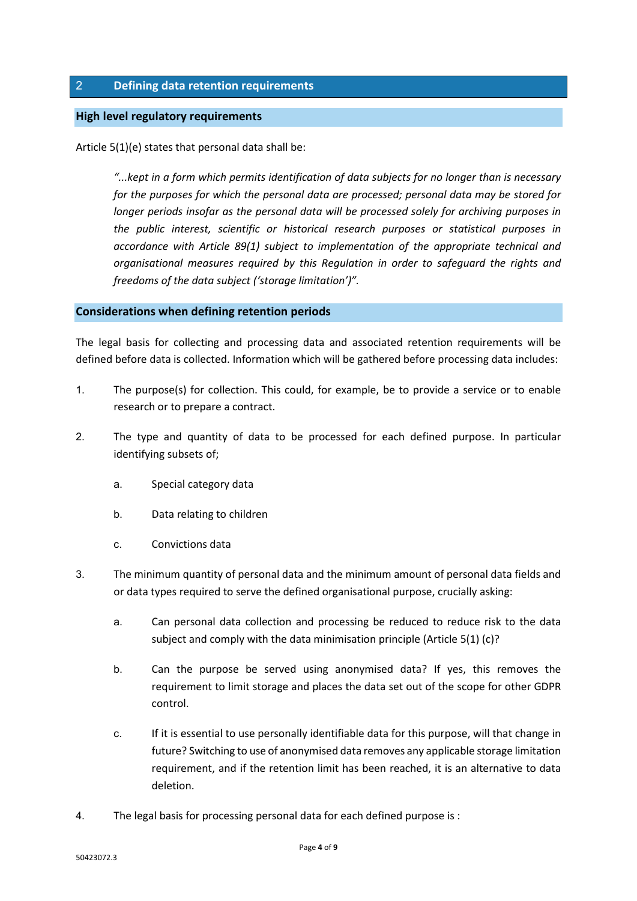## 2 Defining data retention requirements

### High level regulatory requirements

Article 5(1)(e) states that personal data shall be:

> *"...kept in a form which permits identification of data subjects for no longer than is necessary for the purposes for which the personal data are processed; personal data may be stored for longer periods insofar as the personal data will be processed solely for archiving purposes in the public interest, scientific or historical research purposes or statistical purposes in accordance with Article 89(1) subject to implementation of the appropriate technical and organisational measures required by this Regulation in order to safeguard the rights and freedoms of the data subject ('storage limitation')".*

### Considerations when defining retention periods

The legal basis for collecting and processing data and associated retention requirements will be defined before data is collected. Information which will be gathered before processing data includes:

1. The purpose(s) for collection. This could, for example, be to provide a service or to enable research or to prepare a contract.
2. The type and quantity of data to be processed for each defined purpose. In particular identifying subsets of;
   a. Special category data
   b. Data relating to children
   c. Convictions data
3. The minimum quantity of personal data and the minimum amount of personal data fields and or data types required to serve the defined organisational purpose, crucially asking:
   a. Can personal data collection and processing be reduced to reduce risk to the data subject and comply with the data minimisation principle (Article 5(1) (c)?
   b. Can the purpose be served using anonymised data? If yes, this removes the requirement to limit storage and places the data set out of the scope for other GDPR control.
   c. If it is essential to use personally identifiable data for this purpose, will that change in future? Switching to use of anonymised data removes any applicable storage limitation requirement, and if the retention limit has been reached, it is an alternative to data deletion.
4. The legal basis for processing personal data for each defined purpose is :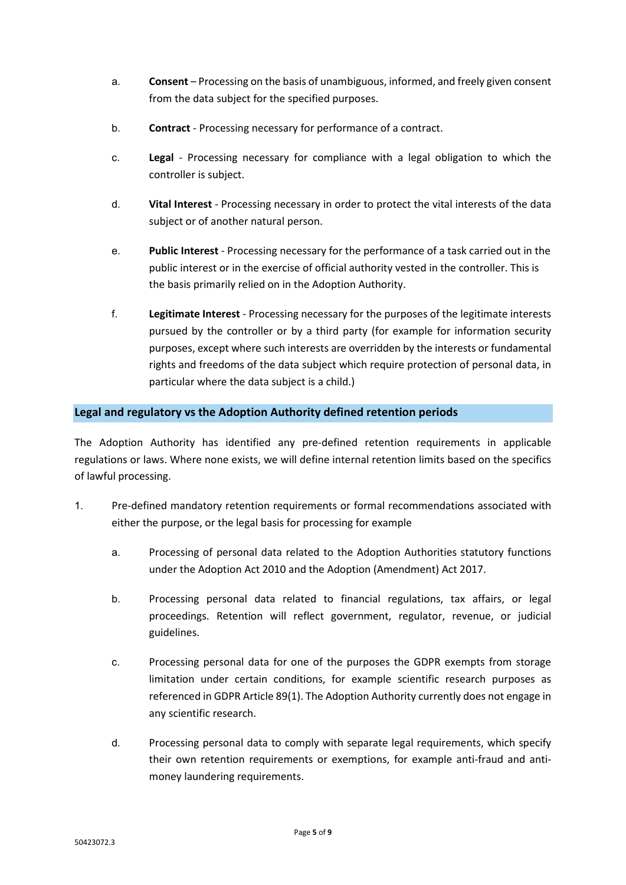a. **Consent** – Processing on the basis of unambiguous, informed, and freely given consent from the data subject for the specified purposes.

b. **Contract** - Processing necessary for performance of a contract.

c. **Legal** - Processing necessary for compliance with a legal obligation to which the controller is subject.

d. **Vital Interest** - Processing necessary in order to protect the vital interests of the data subject or of another natural person.

e. **Public Interest** - Processing necessary for the performance of a task carried out in the public interest or in the exercise of official authority vested in the controller. This is the basis primarily relied on in the Adoption Authority.

f. **Legitimate Interest** - Processing necessary for the purposes of the legitimate interests pursued by the controller or by a third party (for example for information security purposes, except where such interests are overridden by the interests or fundamental rights and freedoms of the data subject which require protection of personal data, in particular where the data subject is a child.)

## Legal and regulatory vs the Adoption Authority defined retention periods

The Adoption Authority has identified any pre-defined retention requirements in applicable regulations or laws. Where none exists, we will define internal retention limits based on the specifics of lawful processing.

1. Pre-defined mandatory retention requirements or formal recommendations associated with either the purpose, or the legal basis for processing for example

    a. Processing of personal data related to the Adoption Authorities statutory functions under the Adoption Act 2010 and the Adoption (Amendment) Act 2017.

    b. Processing personal data related to financial regulations, tax affairs, or legal proceedings. Retention will reflect government, regulator, revenue, or judicial guidelines.

    c. Processing personal data for one of the purposes the GDPR exempts from storage limitation under certain conditions, for example scientific research purposes as referenced in GDPR Article 89(1). The Adoption Authority currently does not engage in any scientific research.

    d. Processing personal data to comply with separate legal requirements, which specify their own retention requirements or exemptions, for example anti-fraud and anti-money laundering requirements.

50423072.3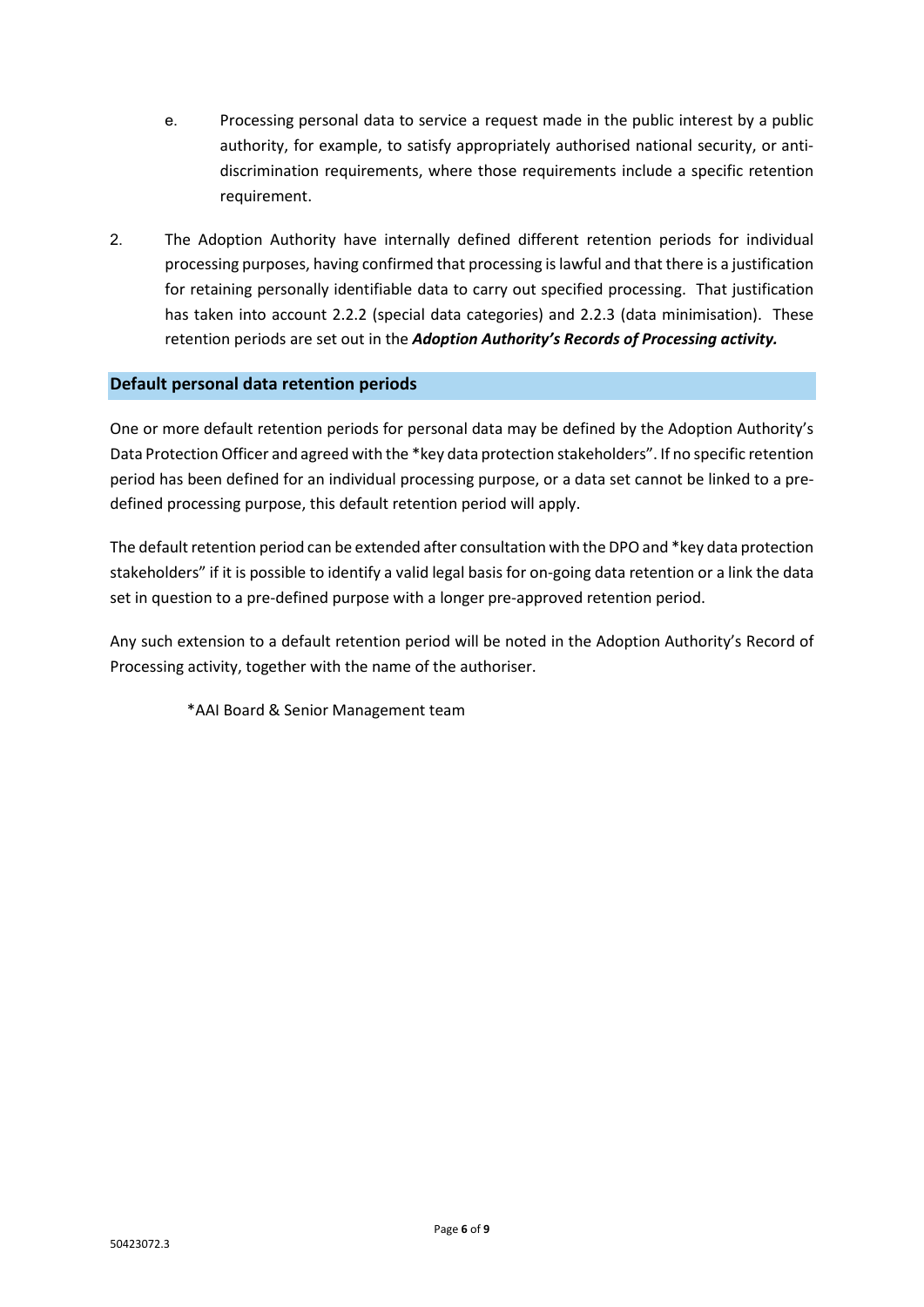e. Processing personal data to service a request made in the public interest by a public authority, for example, to satisfy appropriately authorised national security, or anti-discrimination requirements, where those requirements include a specific retention requirement.

2. The Adoption Authority have internally defined different retention periods for individual processing purposes, having confirmed that processing is lawful and that there is a justification for retaining personally identifiable data to carry out specified processing. That justification has taken into account 2.2.2 (special data categories) and 2.2.3 (data minimisation). These retention periods are set out in the ***Adoption Authority's Records of Processing activity.***

## Default personal data retention periods

One or more default retention periods for personal data may be defined by the Adoption Authority's Data Protection Officer and agreed with the *key data protection stakeholders". If no specific retention period has been defined for an individual processing purpose, or a data set cannot be linked to a pre-defined processing purpose, this default retention period will apply.

The default retention period can be extended after consultation with the DPO and *key data protection stakeholders" if it is possible to identify a valid legal basis for on-going data retention or a link the data set in question to a pre-defined purpose with a longer pre-approved retention period.

Any such extension to a default retention period will be noted in the Adoption Authority's Record of Processing activity, together with the name of the authoriser.

*AAI Board & Senior Management team

50423072.3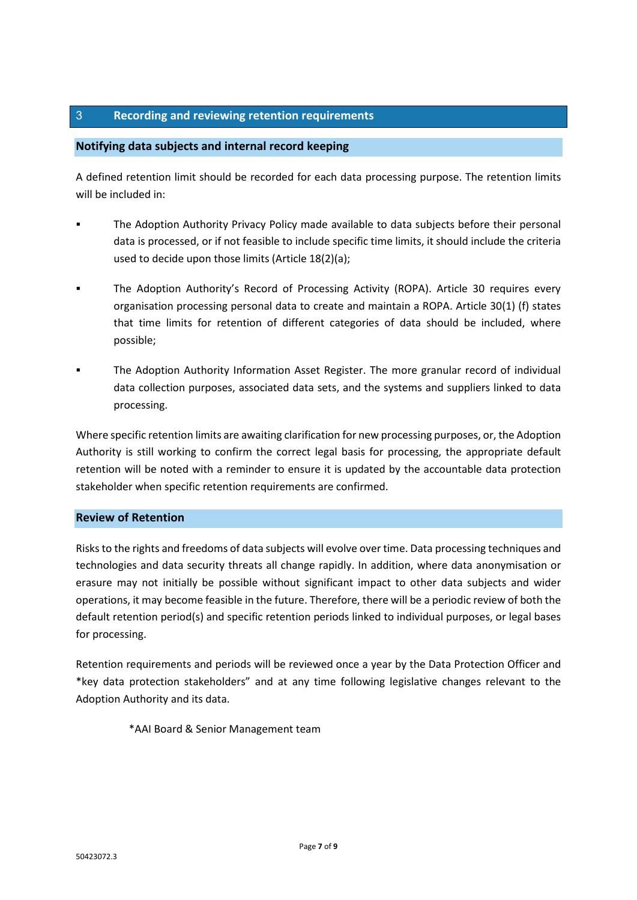## 3 Recording and reviewing retention requirements

### Notifying data subjects and internal record keeping

A defined retention limit should be recorded for each data processing purpose. The retention limits will be included in:

- The Adoption Authority Privacy Policy made available to data subjects before their personal data is processed, or if not feasible to include specific time limits, it should include the criteria used to decide upon those limits (Article 18(2)(a);
- The Adoption Authority's Record of Processing Activity (ROPA). Article 30 requires every organisation processing personal data to create and maintain a ROPA. Article 30(1) (f) states that time limits for retention of different categories of data should be included, where possible;
- The Adoption Authority Information Asset Register. The more granular record of individual data collection purposes, associated data sets, and the systems and suppliers linked to data processing.

Where specific retention limits are awaiting clarification for new processing purposes, or, the Adoption Authority is still working to confirm the correct legal basis for processing, the appropriate default retention will be noted with a reminder to ensure it is updated by the accountable data protection stakeholder when specific retention requirements are confirmed.

### Review of Retention

Risks to the rights and freedoms of data subjects will evolve over time. Data processing techniques and technologies and data security threats all change rapidly. In addition, where data anonymisation or erasure may not initially be possible without significant impact to other data subjects and wider operations, it may become feasible in the future. Therefore, there will be a periodic review of both the default retention period(s) and specific retention periods linked to individual purposes, or legal bases for processing.

Retention requirements and periods will be reviewed once a year by the Data Protection Officer and *key data protection stakeholders" and at any time following legislative changes relevant to the Adoption Authority and its data.

*AAI Board & Senior Management team

50423072.3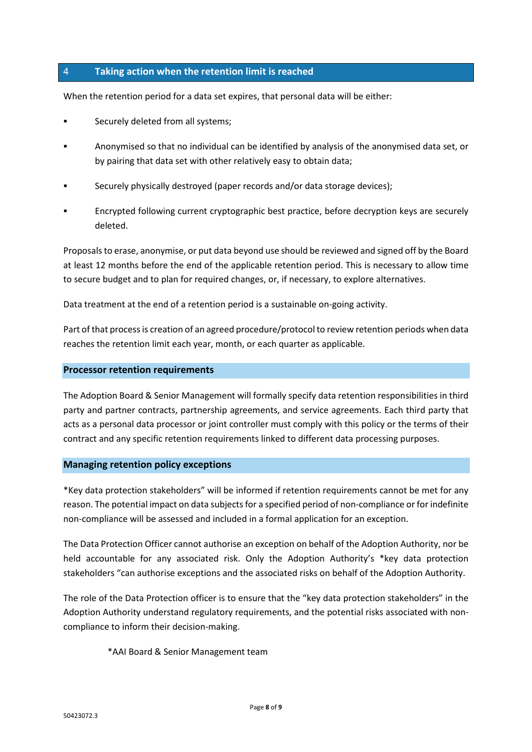## 4 Taking action when the retention limit is reached

When the retention period for a data set expires, that personal data will be either:

- Securely deleted from all systems;
- Anonymised so that no individual can be identified by analysis of the anonymised data set, or by pairing that data set with other relatively easy to obtain data;
- Securely physically destroyed (paper records and/or data storage devices);
- Encrypted following current cryptographic best practice, before decryption keys are securely deleted.

Proposals to erase, anonymise, or put data beyond use should be reviewed and signed off by the Board at least 12 months before the end of the applicable retention period. This is necessary to allow time to secure budget and to plan for required changes, or, if necessary, to explore alternatives.

Data treatment at the end of a retention period is a sustainable on-going activity.

Part of that process is creation of an agreed procedure/protocol to review retention periods when data reaches the retention limit each year, month, or each quarter as applicable.

### Processor retention requirements

The Adoption Board & Senior Management will formally specify data retention responsibilities in third party and partner contracts, partnership agreements, and service agreements. Each third party that acts as a personal data processor or joint controller must comply with this policy or the terms of their contract and any specific retention requirements linked to different data processing purposes.

### Managing retention policy exceptions

*Key data protection stakeholders" will be informed if retention requirements cannot be met for any reason. The potential impact on data subjects for a specified period of non-compliance or for indefinite non-compliance will be assessed and included in a formal application for an exception.

The Data Protection Officer cannot authorise an exception on behalf of the Adoption Authority, nor be held accountable for any associated risk. Only the Adoption Authority's *key data protection stakeholders "can authorise exceptions and the associated risks on behalf of the Adoption Authority.

The role of the Data Protection officer is to ensure that the "key data protection stakeholders" in the Adoption Authority understand regulatory requirements, and the potential risks associated with non-compliance to inform their decision-making.

*AAI Board & Senior Management team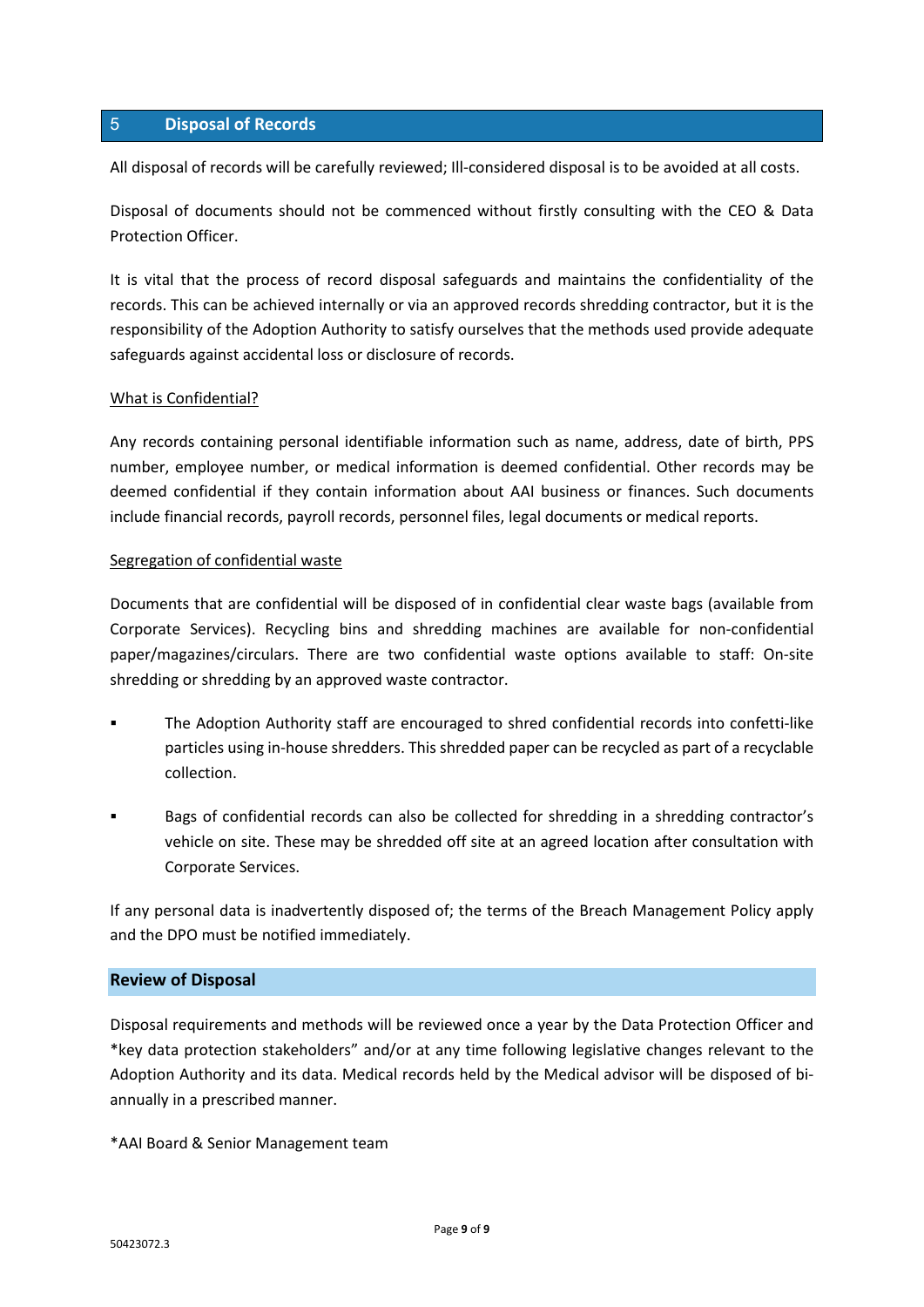## 5 Disposal of Records

All disposal of records will be carefully reviewed; Ill-considered disposal is to be avoided at all costs.

Disposal of documents should not be commenced without firstly consulting with the CEO & Data Protection Officer.

It is vital that the process of record disposal safeguards and maintains the confidentiality of the records. This can be achieved internally or via an approved records shredding contractor, but it is the responsibility of the Adoption Authority to satisfy ourselves that the methods used provide adequate safeguards against accidental loss or disclosure of records.

<u>What is Confidential?</u>

Any records containing personal identifiable information such as name, address, date of birth, PPS number, employee number, or medical information is deemed confidential. Other records may be deemed confidential if they contain information about AAI business or finances. Such documents include financial records, payroll records, personnel files, legal documents or medical reports.

<u>Segregation of confidential waste</u>

Documents that are confidential will be disposed of in confidential clear waste bags (available from Corporate Services). Recycling bins and shredding machines are available for non-confidential paper/magazines/circulars. There are two confidential waste options available to staff: On-site shredding or shredding by an approved waste contractor.

- The Adoption Authority staff are encouraged to shred confidential records into confetti-like particles using in-house shredders. This shredded paper can be recycled as part of a recyclable collection.
- Bags of confidential records can also be collected for shredding in a shredding contractor's vehicle on site. These may be shredded off site at an agreed location after consultation with Corporate Services.

If any personal data is inadvertently disposed of; the terms of the Breach Management Policy apply and the DPO must be notified immediately.

### Review of Disposal

Disposal requirements and methods will be reviewed once a year by the Data Protection Officer and *key data protection stakeholders" and/or at any time following legislative changes relevant to the Adoption Authority and its data. Medical records held by the Medical advisor will be disposed of bi-annually in a prescribed manner.

*AAI Board & Senior Management team

50423072.3